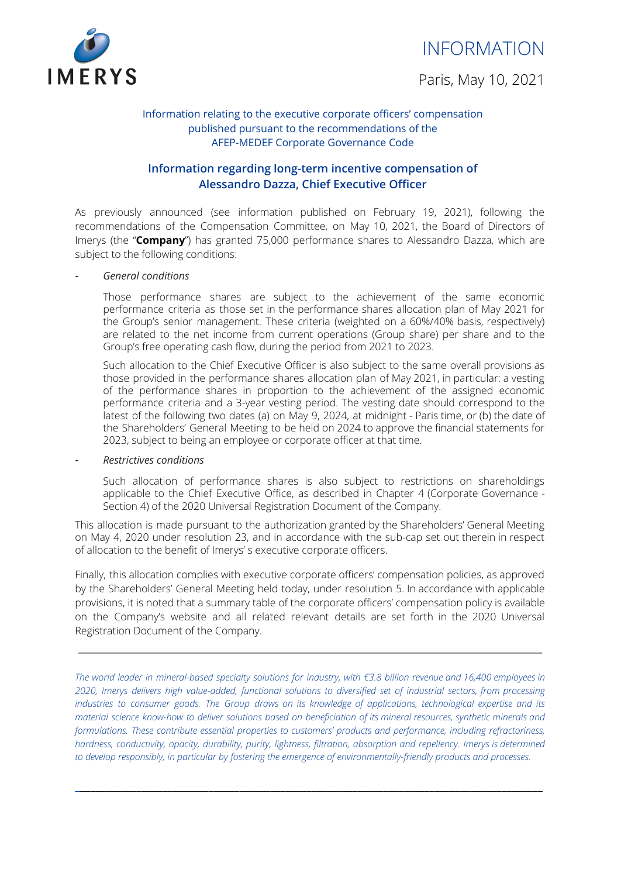IMERYS

# INFORMATION

Paris, May 10, 2021

Information relating to the executive corporate officers' compensation published pursuant to the recommendations of the AFEP-MEDEF Corporate Governance Code

## Information regarding long-term incentive compensation of Alessandro Dazza, Chief Executive Officer

As previously announced (see information published on February 19, 2021), following the recommendations of the Compensation Committee, on May 10, 2021, the Board of Directors of Imerys (the "**Company**") has granted 75,000 performance shares to Alessandro Dazza, which are subject to the following conditions:

- *General conditions*

  Those performance shares are subject to the achievement of the same economic performance criteria as those set in the performance shares allocation plan of May 2021 for the Group's senior management. These criteria (weighted on a 60%/40% basis, respectively) are related to the net income from current operations (Group share) per share and to the Group's free operating cash flow, during the period from 2021 to 2023.

  Such allocation to the Chief Executive Officer is also subject to the same overall provisions as those provided in the performance shares allocation plan of May 2021, in particular: a vesting of the performance shares in proportion to the achievement of the assigned economic performance criteria and a 3-year vesting period. The vesting date should correspond to the latest of the following two dates (a) on May 9, 2024, at midnight - Paris time, or (b) the date of the Shareholders' General Meeting to be held on 2024 to approve the financial statements for 2023, subject to being an employee or corporate officer at that time.

- *Restrictives conditions*

  Such allocation of performance shares is also subject to restrictions on shareholdings applicable to the Chief Executive Office, as described in Chapter 4 (Corporate Governance - Section 4) of the 2020 Universal Registration Document of the Company.

This allocation is made pursuant to the authorization granted by the Shareholders' General Meeting on May 4, 2020 under resolution 23, and in accordance with the sub-cap set out therein in respect of allocation to the benefit of Imerys' s executive corporate officers.

Finally, this allocation complies with executive corporate officers' compensation policies, as approved by the Shareholders' General Meeting held today, under resolution 5. In accordance with applicable provisions, it is noted that a summary table of the corporate officers' compensation policy is available on the Company's website and all related relevant details are set forth in the 2020 Universal Registration Document of the Company.

---

*The world leader in mineral-based specialty solutions for industry, with €3.8 billion revenue and 16,400 employees in 2020, Imerys delivers high value-added, functional solutions to diversified set of industrial sectors, from processing industries to consumer goods. The Group draws on its knowledge of applications, technological expertise and its material science know-how to deliver solutions based on beneficiation of its mineral resources, synthetic minerals and formulations. These contribute essential properties to customers' products and performance, including refractoriness, hardness, conductivity, opacity, durability, purity, lightness, filtration, absorption and repellency. Imerys is determined to develop responsibly, in particular by fostering the emergence of environmentally-friendly products and processes.*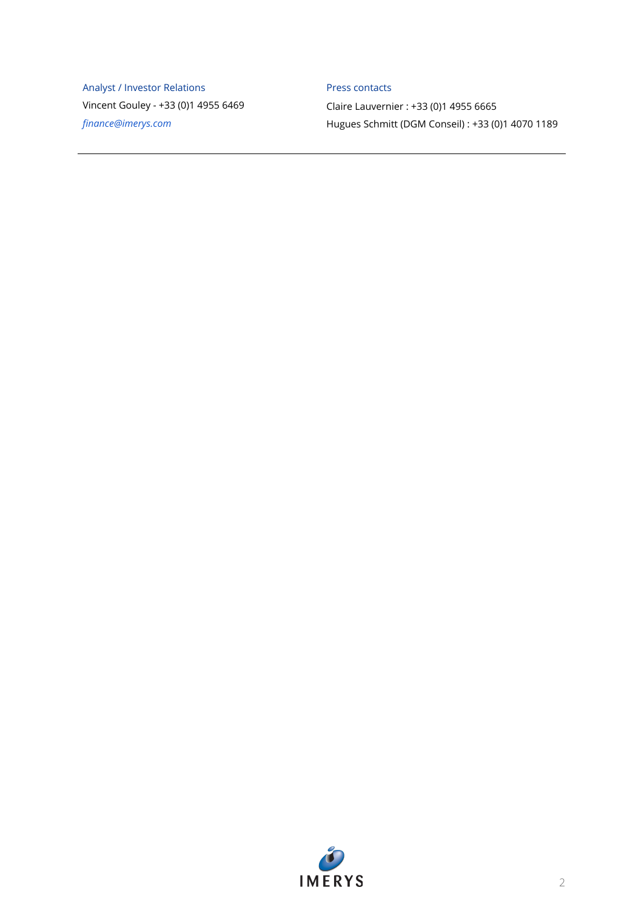**Analyst / Investor Relations**

Vincent Gouley - +33 (0)1 4955 6469

*finance@imerys.com*

**Press contacts**

Claire Lauvernier : +33 (0)1 4955 6665

Hugues Schmitt (DGM Conseil) : +33 (0)1 4070 1189

---